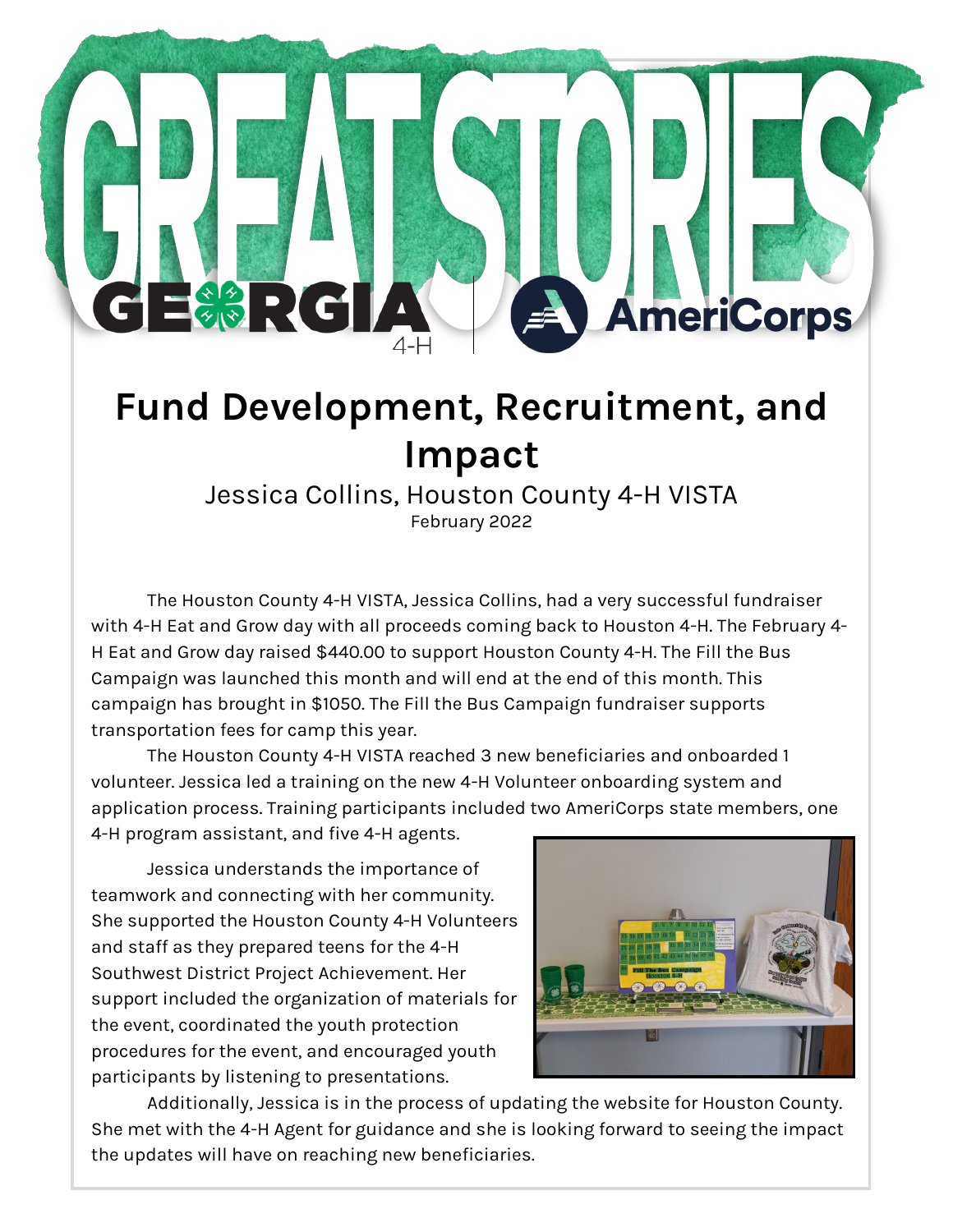# GREAT STORIES

GEORGIA 4-H | AmeriCorps

## Fund Development, Recruitment, and Impact

Jessica Collins, Houston County 4-H VISTA

February 2022

The Houston County 4-H VISTA, Jessica Collins, had a very successful fundraiser with 4-H Eat and Grow day with all proceeds coming back to Houston 4-H. The February 4-H Eat and Grow day raised $440.00 to support Houston County 4-H. The Fill the Bus Campaign was launched this month and will end at the end of this month. This campaign has brought in $1050. The Fill the Bus Campaign fundraiser supports transportation fees for camp this year.

The Houston County 4-H VISTA reached 3 new beneficiaries and onboarded 1 volunteer. Jessica led a training on the new 4-H Volunteer onboarding system and application process. Training participants included two AmeriCorps state members, one 4-H program assistant, and five 4-H agents.

Jessica understands the importance of teamwork and connecting with her community. She supported the Houston County 4-H Volunteers and staff as they prepared teens for the 4-H Southwest District Project Achievement. Her support included the organization of materials for the event, coordinated the youth protection procedures for the event, and encouraged youth participants by listening to presentations.

Additionally, Jessica is in the process of updating the website for Houston County. She met with the 4-H Agent for guidance and she is looking forward to seeing the impact the updates will have on reaching new beneficiaries.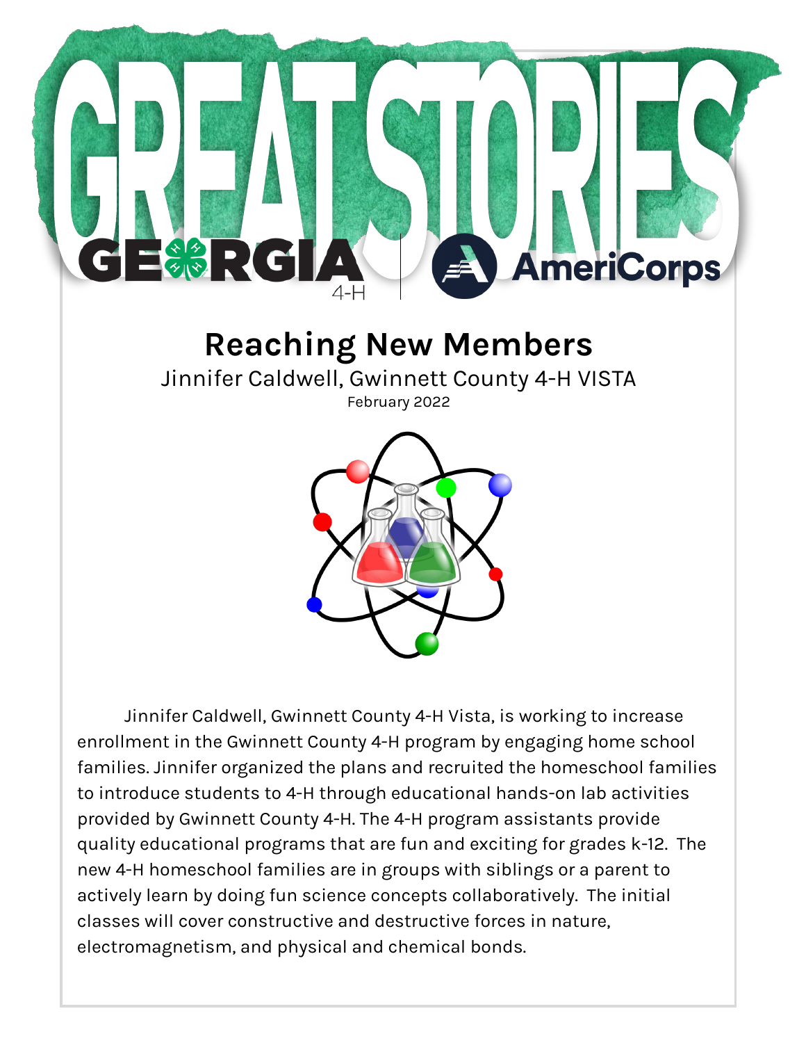# GREAT STORIES

GEORGIA 4-H | AmeriCorps

## Reaching New Members

Jinnifer Caldwell, Gwinnett County 4-H VISTA

February 2022

Jinnifer Caldwell, Gwinnett County 4-H Vista, is working to increase enrollment in the Gwinnett County 4-H program by engaging home school families. Jinnifer organized the plans and recruited the homeschool families to introduce students to 4-H through educational hands-on lab activities provided by Gwinnett County 4-H. The 4-H program assistants provide quality educational programs that are fun and exciting for grades k-12. The new 4-H homeschool families are in groups with siblings or a parent to actively learn by doing fun science concepts collaboratively. The initial classes will cover constructive and destructive forces in nature, electromagnetism, and physical and chemical bonds.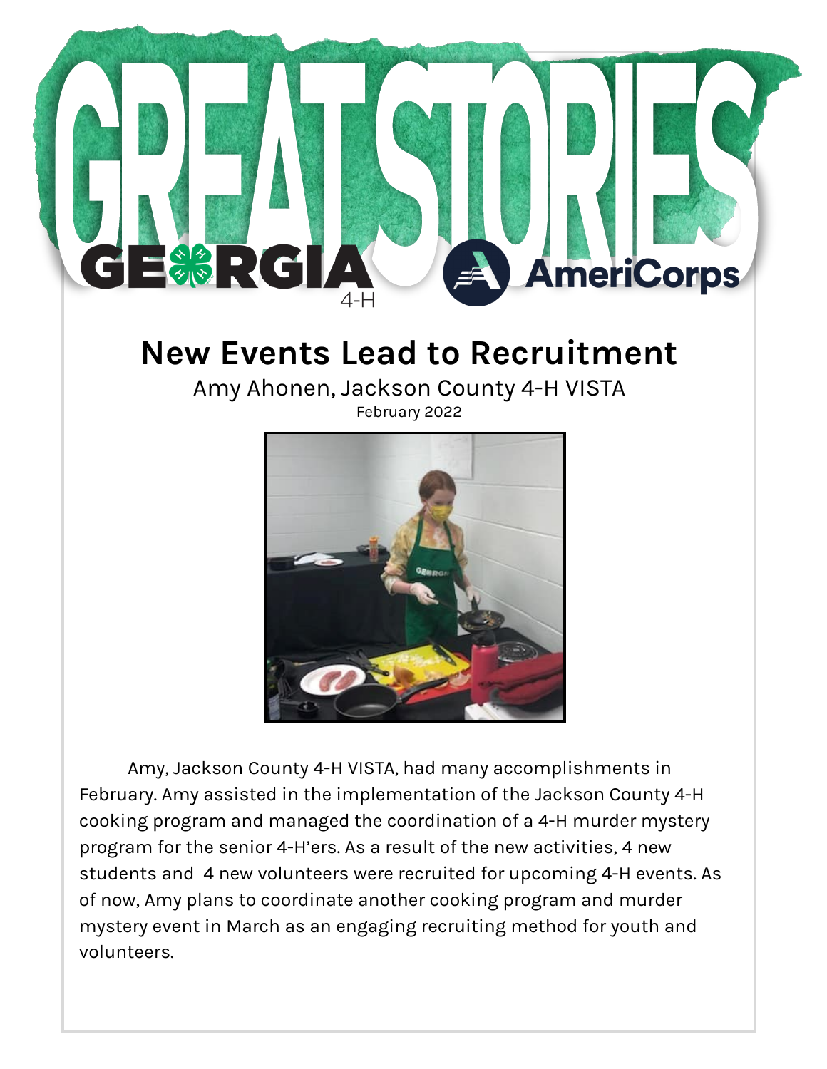# GREAT STORIES

GEORGIA 4-H | AmeriCorps

## New Events Lead to Recruitment

Amy Ahonen, Jackson County 4-H VISTA

February 2022

Amy, Jackson County 4-H VISTA, had many accomplishments in February. Amy assisted in the implementation of the Jackson County 4-H cooking program and managed the coordination of a 4-H murder mystery program for the senior 4-H'ers. As a result of the new activities, 4 new students and 4 new volunteers were recruited for upcoming 4-H events. As of now, Amy plans to coordinate another cooking program and murder mystery event in March as an engaging recruiting method for youth and volunteers.